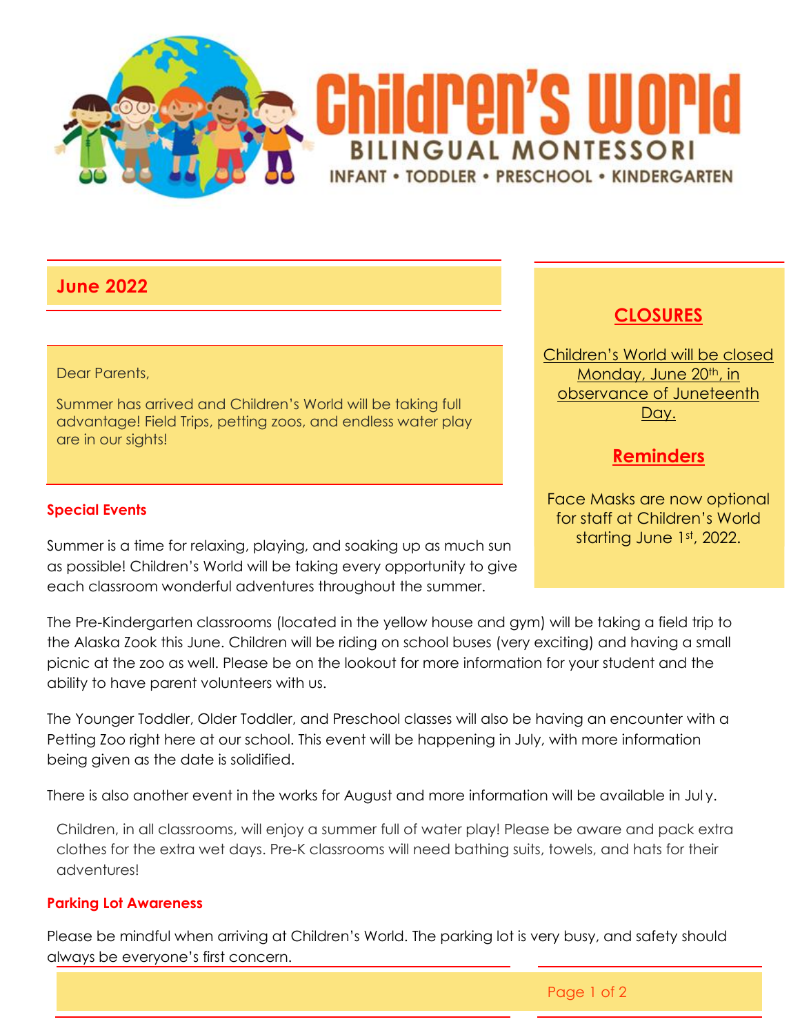# Children's World

## BILINGUAL MONTESSORI

INFANT • TODDLER • PRESCHOOL • KINDERGARTEN

## June 2022

Dear Parents,

Summer has arrived and Children's World will be taking full advantage! Field Trips, petting zoos, and endless water play are in our sights!

### Special Events

Summer is a time for relaxing, playing, and soaking up as much sun as possible! Children's World will be taking every opportunity to give each classroom wonderful adventures throughout the summer.

The Pre-Kindergarten classrooms (located in the yellow house and gym) will be taking a field trip to the Alaska Zook this June. Children will be riding on school buses (very exciting) and having a small picnic at the zoo as well. Please be on the lookout for more information for your student and the ability to have parent volunteers with us.

The Younger Toddler, Older Toddler, and Preschool classes will also be having an encounter with a Petting Zoo right here at our school. This event will be happening in July, with more information being given as the date is solidified.

There is also another event in the works for August and more information will be available in July.

Children, in all classrooms, will enjoy a summer full of water play! Please be aware and pack extra clothes for the extra wet days. Pre-K classrooms will need bathing suits, towels, and hats for their adventures!

### Parking Lot Awareness

Please be mindful when arriving at Children's World. The parking lot is very busy, and safety should always be everyone's first concern.

### CLOSURES

Children's World will be closed Monday, June 20th, in observance of Juneteenth Day.

### Reminders

Face Masks are now optional for staff at Children's World starting June 1st, 2022.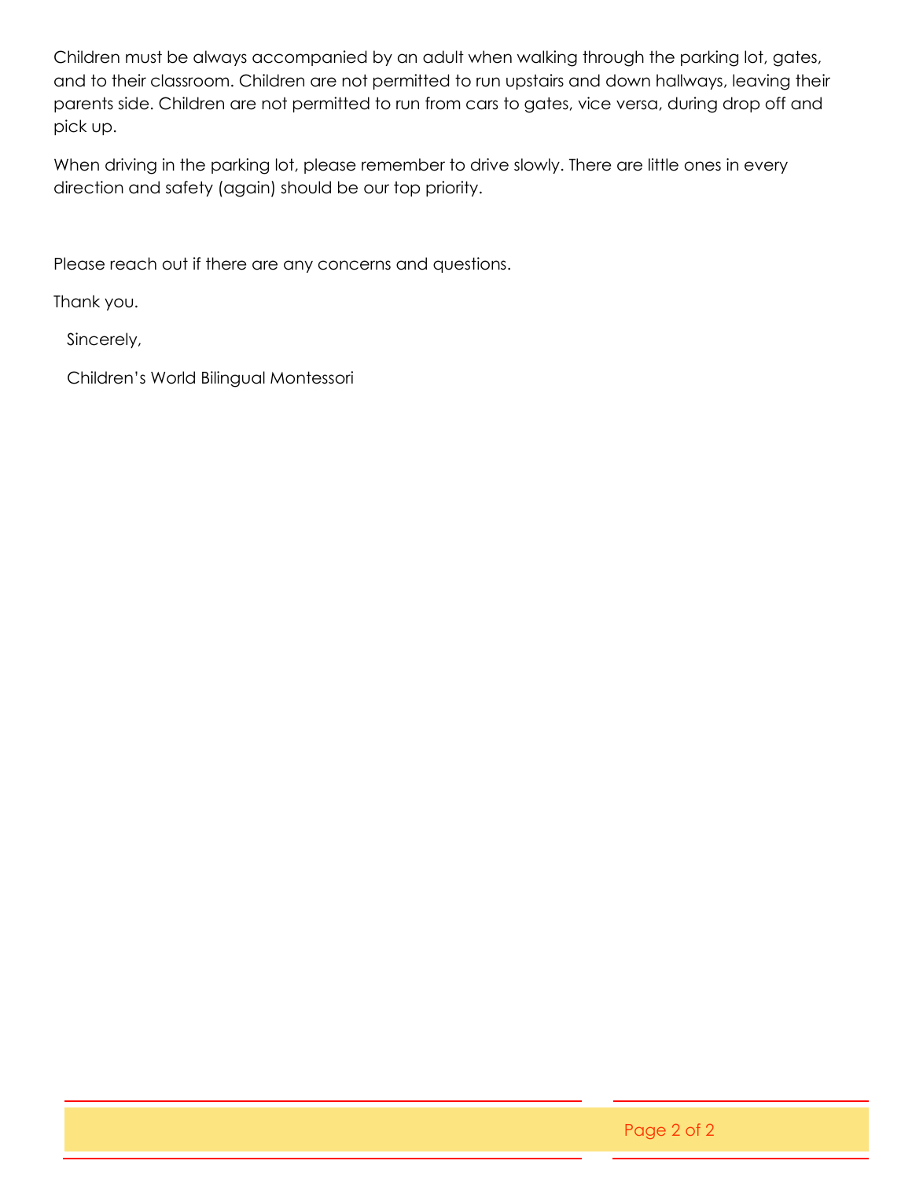Children must be always accompanied by an adult when walking through the parking lot, gates, and to their classroom. Children are not permitted to run upstairs and down hallways, leaving their parents side. Children are not permitted to run from cars to gates, vice versa, during drop off and pick up.

When driving in the parking lot, please remember to drive slowly. There are little ones in every direction and safety (again) should be our top priority.

Please reach out if there are any concerns and questions.

Thank you.

Sincerely,

Children's World Bilingual Montessori